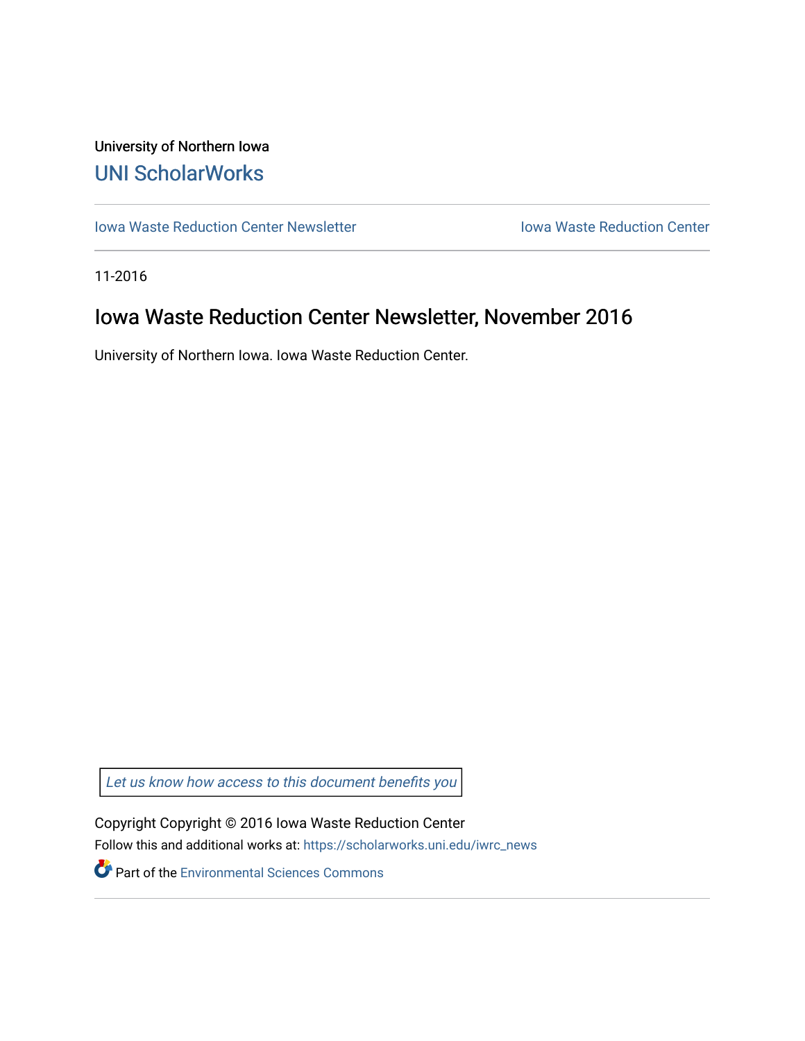University of Northern Iowa

UNI ScholarWorks

Iowa Waste Reduction Center Newsletter

Iowa Waste Reduction Center

11-2016

# Iowa Waste Reduction Center Newsletter, November 2016

University of Northern Iowa. Iowa Waste Reduction Center.

*Let us know how access to this document benefits you*

Copyright Copyright © 2016 Iowa Waste Reduction Center

Follow this and additional works at: https://scholarworks.uni.edu/iwrc_news

Part of the Environmental Sciences Commons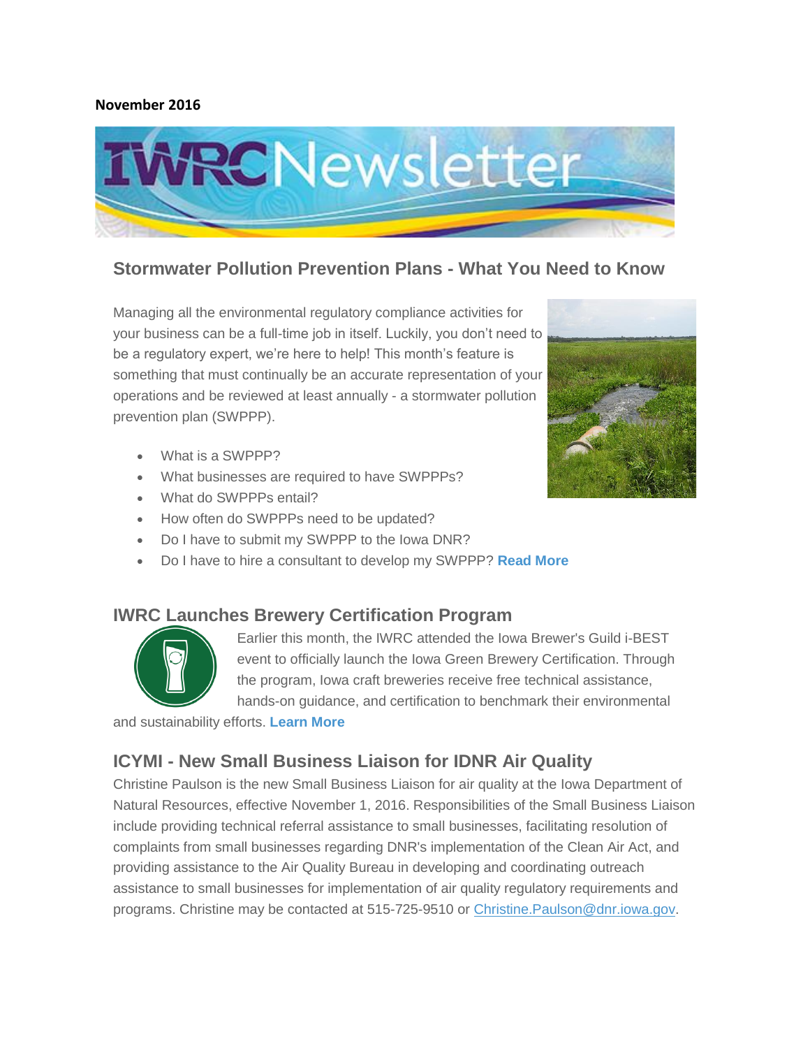**November 2016**

# IWRC Newsletter

## Stormwater Pollution Prevention Plans - What You Need to Know

Managing all the environmental regulatory compliance activities for your business can be a full-time job in itself. Luckily, you don't need to be a regulatory expert, we're here to help! This month's feature is something that must continually be an accurate representation of your operations and be reviewed at least annually - a stormwater pollution prevention plan (SWPPP).

- What is a SWPPP?
- What businesses are required to have SWPPPs?
- What do SWPPPs entail?
- How often do SWPPPs need to be updated?
- Do I have to submit my SWPPP to the Iowa DNR?
- Do I have to hire a consultant to develop my SWPPP? **Read More**

## IWRC Launches Brewery Certification Program

Earlier this month, the IWRC attended the Iowa Brewer's Guild i-BEST event to officially launch the Iowa Green Brewery Certification. Through the program, Iowa craft breweries receive free technical assistance, hands-on guidance, and certification to benchmark their environmental and sustainability efforts. **Learn More**

## ICYMI - New Small Business Liaison for IDNR Air Quality

Christine Paulson is the new Small Business Liaison for air quality at the Iowa Department of Natural Resources, effective November 1, 2016. Responsibilities of the Small Business Liaison include providing technical referral assistance to small businesses, facilitating resolution of complaints from small businesses regarding DNR's implementation of the Clean Air Act, and providing assistance to the Air Quality Bureau in developing and coordinating outreach assistance to small businesses for implementation of air quality regulatory requirements and programs. Christine may be contacted at 515-725-9510 or Christine.Paulson@dnr.iowa.gov.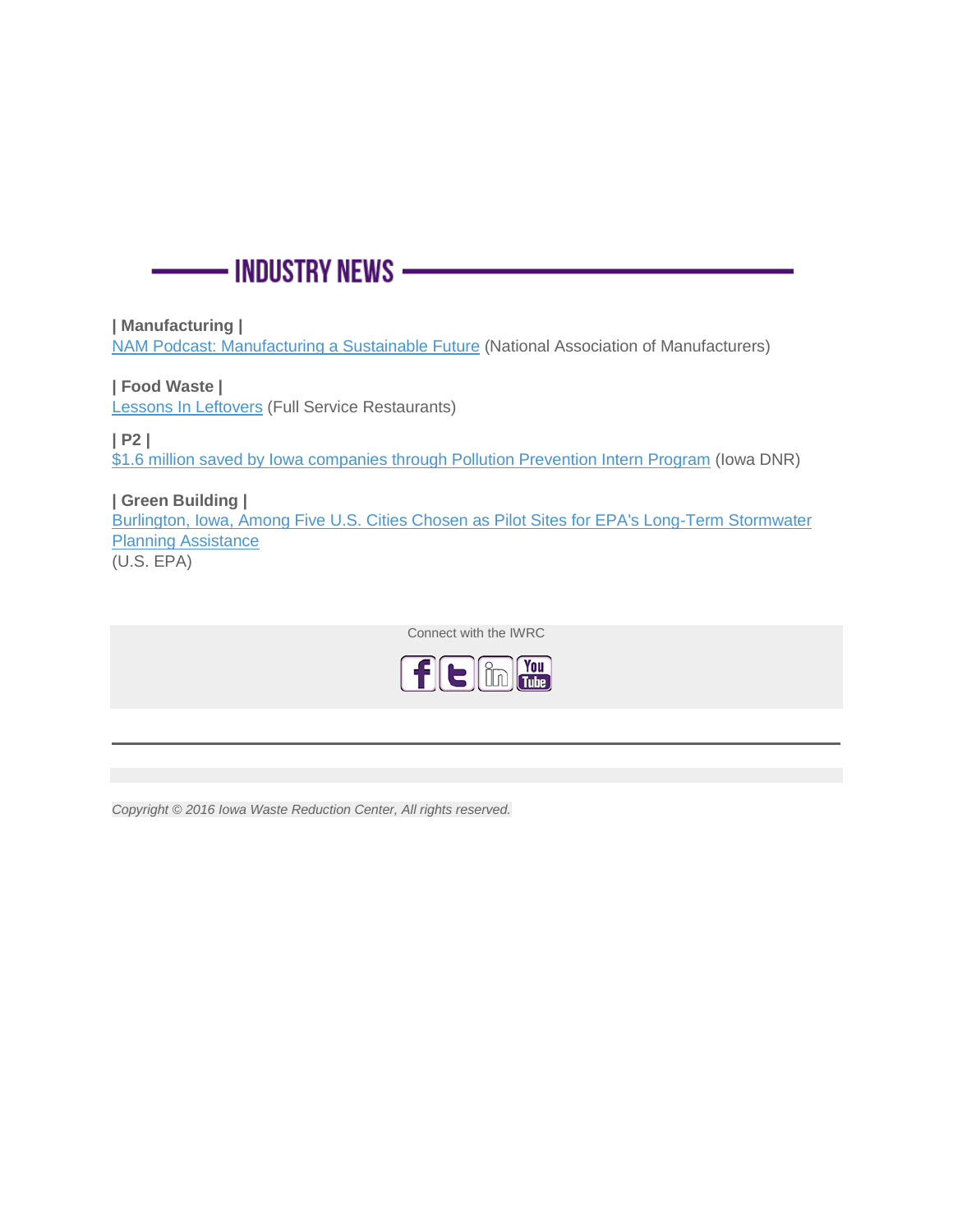## INDUSTRY NEWS

**| Manufacturing |**
NAM Podcast: Manufacturing a Sustainable Future (National Association of Manufacturers)

**| Food Waste |**
Lessons In Leftovers (Full Service Restaurants)

**| P2 |**
$1.6 million saved by Iowa companies through Pollution Prevention Intern Program (Iowa DNR)

**| Green Building |**
Burlington, Iowa, Among Five U.S. Cities Chosen as Pilot Sites for EPA's Long-Term Stormwater Planning Assistance
(U.S. EPA)

Connect with the IWRC

---

*Copyright © 2016 Iowa Waste Reduction Center, All rights reserved.*